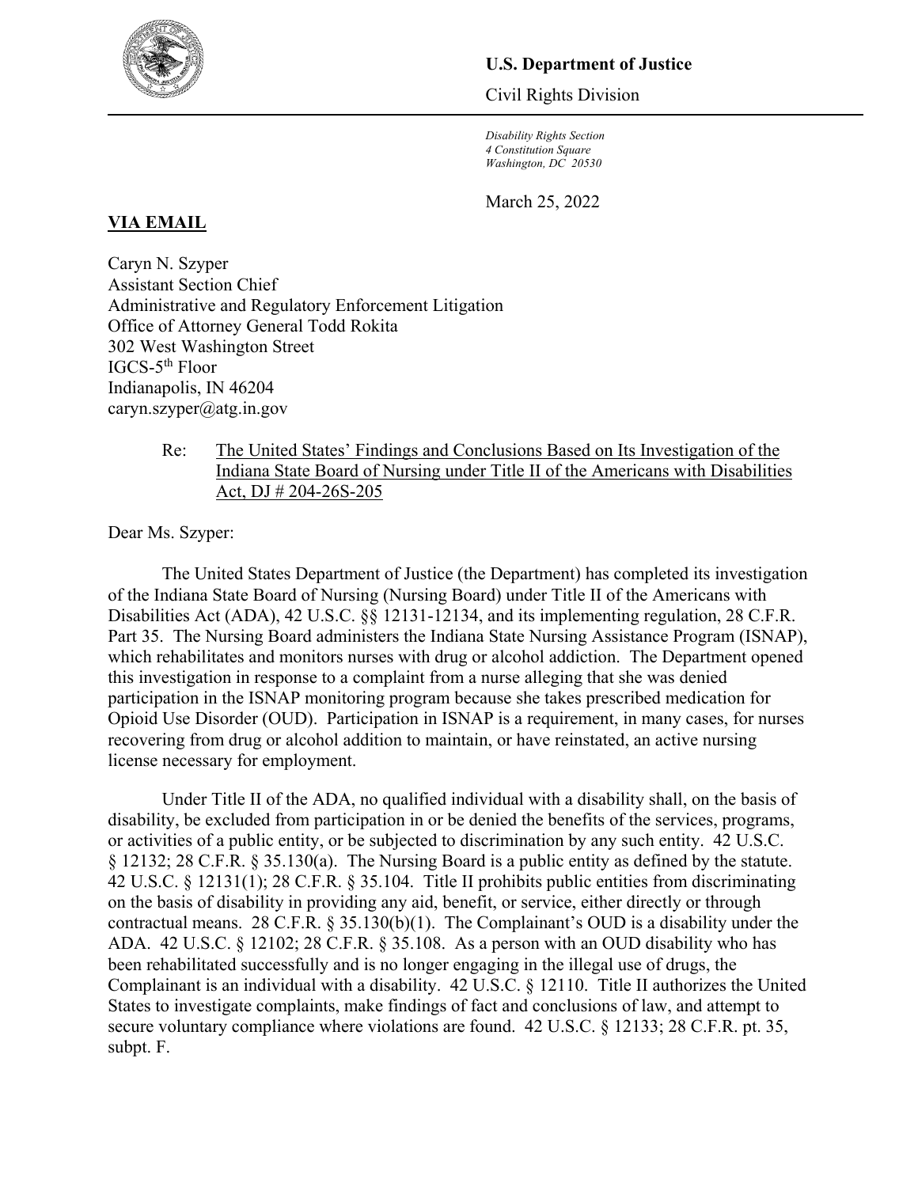**U.S. Department of Justice**

Civil Rights Division

*Disability Rights Section*
*4 Constitution Square*
*Washington, DC 20530*

March 25, 2022

**VIA EMAIL**

Caryn N. Szyper
Assistant Section Chief
Administrative and Regulatory Enforcement Litigation
Office of Attorney General Todd Rokita
302 West Washington Street
IGCS-5th Floor
Indianapolis, IN 46204
caryn.szyper@atg.in.gov

Re: The United States' Findings and Conclusions Based on Its Investigation of the Indiana State Board of Nursing under Title II of the Americans with Disabilities Act, DJ # 204-26S-205

Dear Ms. Szyper:

The United States Department of Justice (the Department) has completed its investigation of the Indiana State Board of Nursing (Nursing Board) under Title II of the Americans with Disabilities Act (ADA), 42 U.S.C. §§ 12131-12134, and its implementing regulation, 28 C.F.R. Part 35. The Nursing Board administers the Indiana State Nursing Assistance Program (ISNAP), which rehabilitates and monitors nurses with drug or alcohol addiction. The Department opened this investigation in response to a complaint from a nurse alleging that she was denied participation in the ISNAP monitoring program because she takes prescribed medication for Opioid Use Disorder (OUD). Participation in ISNAP is a requirement, in many cases, for nurses recovering from drug or alcohol addition to maintain, or have reinstated, an active nursing license necessary for employment.

Under Title II of the ADA, no qualified individual with a disability shall, on the basis of disability, be excluded from participation in or be denied the benefits of the services, programs, or activities of a public entity, or be subjected to discrimination by any such entity. 42 U.S.C. § 12132; 28 C.F.R. § 35.130(a). The Nursing Board is a public entity as defined by the statute. 42 U.S.C. § 12131(1); 28 C.F.R. § 35.104. Title II prohibits public entities from discriminating on the basis of disability in providing any aid, benefit, or service, either directly or through contractual means. 28 C.F.R. § 35.130(b)(1). The Complainant's OUD is a disability under the ADA. 42 U.S.C. § 12102; 28 C.F.R. § 35.108. As a person with an OUD disability who has been rehabilitated successfully and is no longer engaging in the illegal use of drugs, the Complainant is an individual with a disability. 42 U.S.C. § 12110. Title II authorizes the United States to investigate complaints, make findings of fact and conclusions of law, and attempt to secure voluntary compliance where violations are found. 42 U.S.C. § 12133; 28 C.F.R. pt. 35, subpt. F.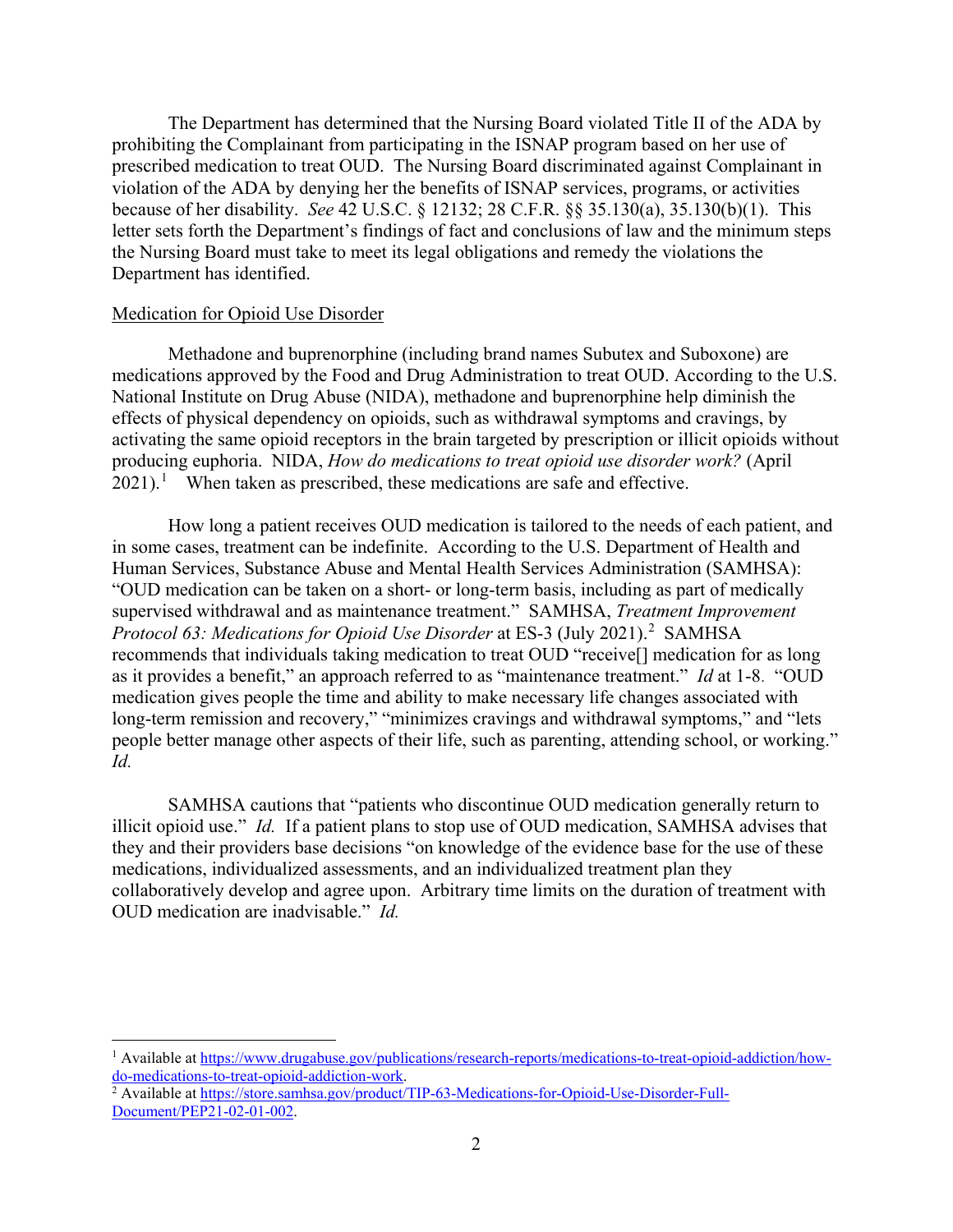The Department has determined that the Nursing Board violated Title II of the ADA by prohibiting the Complainant from participating in the ISNAP program based on her use of prescribed medication to treat OUD. The Nursing Board discriminated against Complainant in violation of the ADA by denying her the benefits of ISNAP services, programs, or activities because of her disability. *See* 42 U.S.C. § 12132; 28 C.F.R. §§ 35.130(a), 35.130(b)(1). This letter sets forth the Department's findings of fact and conclusions of law and the minimum steps the Nursing Board must take to meet its legal obligations and remedy the violations the Department has identified.

<u>Medication for Opioid Use Disorder</u>

Methadone and buprenorphine (including brand names Subutex and Suboxone) are medications approved by the Food and Drug Administration to treat OUD. According to the U.S. National Institute on Drug Abuse (NIDA), methadone and buprenorphine help diminish the effects of physical dependency on opioids, such as withdrawal symptoms and cravings, by activating the same opioid receptors in the brain targeted by prescription or illicit opioids without producing euphoria. NIDA, *How do medications to treat opioid use disorder work?* (April 2021).[1] When taken as prescribed, these medications are safe and effective.

How long a patient receives OUD medication is tailored to the needs of each patient, and in some cases, treatment can be indefinite. According to the U.S. Department of Health and Human Services, Substance Abuse and Mental Health Services Administration (SAMHSA): "OUD medication can be taken on a short- or long-term basis, including as part of medically supervised withdrawal and as maintenance treatment." SAMHSA, *Treatment Improvement Protocol 63: Medications for Opioid Use Disorder* at ES-3 (July 2021).[2] SAMHSA recommends that individuals taking medication to treat OUD "receive[] medication for as long as it provides a benefit," an approach referred to as "maintenance treatment." *Id* at 1-8. "OUD medication gives people the time and ability to make necessary life changes associated with long-term remission and recovery," "minimizes cravings and withdrawal symptoms," and "lets people better manage other aspects of their life, such as parenting, attending school, or working." *Id.*

SAMHSA cautions that "patients who discontinue OUD medication generally return to illicit opioid use." *Id.* If a patient plans to stop use of OUD medication, SAMHSA advises that they and their providers base decisions "on knowledge of the evidence base for the use of these medications, individualized assessments, and an individualized treatment plan they collaboratively develop and agree upon. Arbitrary time limits on the duration of treatment with OUD medication are inadvisable." *Id.*

---

[1] Available at https://www.drugabuse.gov/publications/research-reports/medications-to-treat-opioid-addiction/how-do-medications-to-treat-opioid-addiction-work.

[2] Available at https://store.samhsa.gov/product/TIP-63-Medications-for-Opioid-Use-Disorder-Full-Document/PEP21-02-01-002.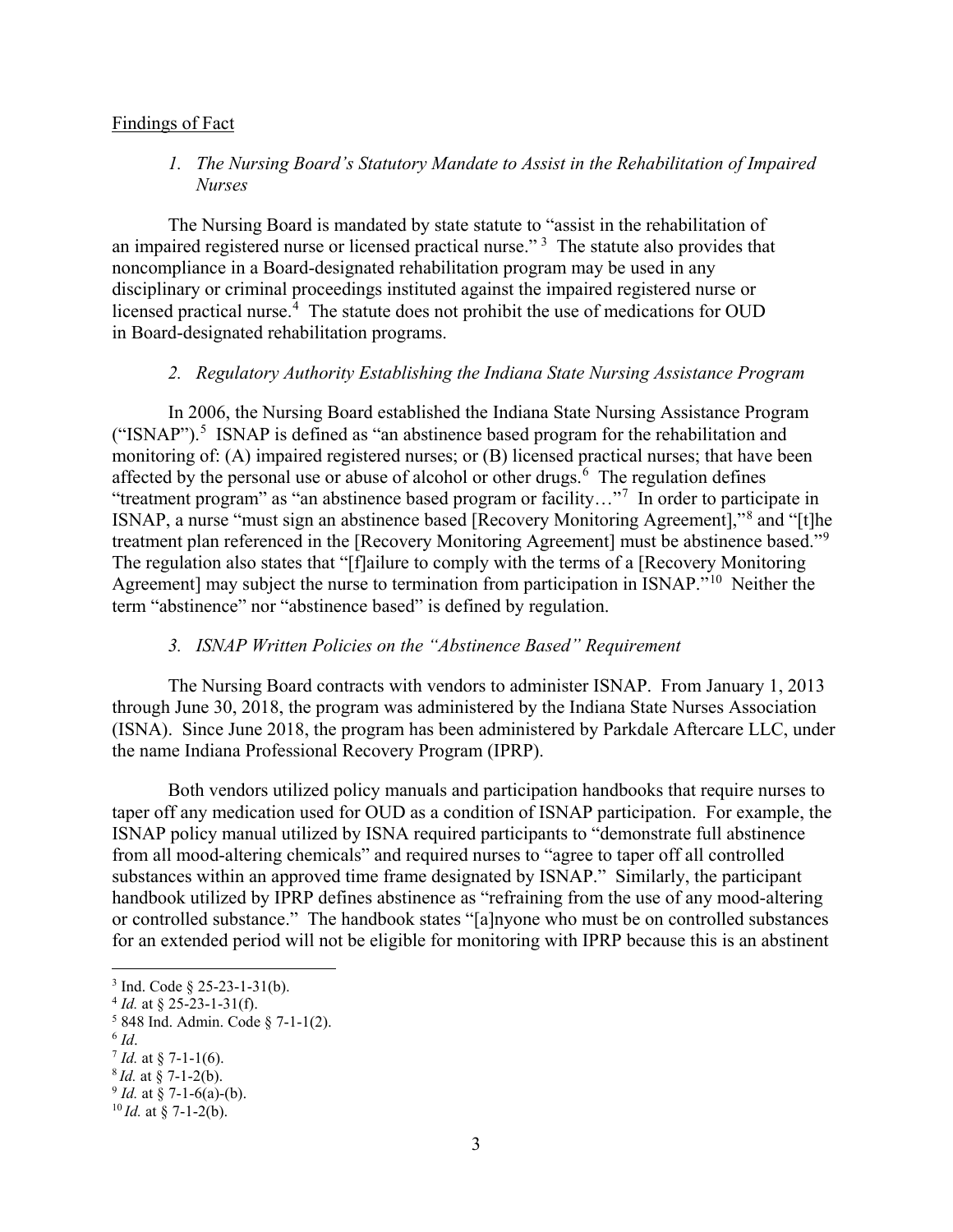Findings of Fact

### *1. The Nursing Board's Statutory Mandate to Assist in the Rehabilitation of Impaired Nurses*

The Nursing Board is mandated by state statute to "assist in the rehabilitation of an impaired registered nurse or licensed practical nurse." [3] The statute also provides that noncompliance in a Board-designated rehabilitation program may be used in any disciplinary or criminal proceedings instituted against the impaired registered nurse or licensed practical nurse.[4] The statute does not prohibit the use of medications for OUD in Board-designated rehabilitation programs.

### *2. Regulatory Authority Establishing the Indiana State Nursing Assistance Program*

In 2006, the Nursing Board established the Indiana State Nursing Assistance Program ("ISNAP").[5] ISNAP is defined as "an abstinence based program for the rehabilitation and monitoring of: (A) impaired registered nurses; or (B) licensed practical nurses; that have been affected by the personal use or abuse of alcohol or other drugs.[6] The regulation defines "treatment program" as "an abstinence based program or facility…"[7] In order to participate in ISNAP, a nurse "must sign an abstinence based [Recovery Monitoring Agreement],"[8] and "[t]he treatment plan referenced in the [Recovery Monitoring Agreement] must be abstinence based."[9] The regulation also states that "[f]ailure to comply with the terms of a [Recovery Monitoring Agreement] may subject the nurse to termination from participation in ISNAP."[10] Neither the term "abstinence" nor "abstinence based" is defined by regulation.

### *3. ISNAP Written Policies on the "Abstinence Based" Requirement*

The Nursing Board contracts with vendors to administer ISNAP. From January 1, 2013 through June 30, 2018, the program was administered by the Indiana State Nurses Association (ISNA). Since June 2018, the program has been administered by Parkdale Aftercare LLC, under the name Indiana Professional Recovery Program (IPRP).

Both vendors utilized policy manuals and participation handbooks that require nurses to taper off any medication used for OUD as a condition of ISNAP participation. For example, the ISNAP policy manual utilized by ISNA required participants to "demonstrate full abstinence from all mood-altering chemicals" and required nurses to "agree to taper off all controlled substances within an approved time frame designated by ISNAP." Similarly, the participant handbook utilized by IPRP defines abstinence as "refraining from the use of any mood-altering or controlled substance." The handbook states "[a]nyone who must be on controlled substances for an extended period will not be eligible for monitoring with IPRP because this is an abstinent

---

[3] Ind. Code § 25-23-1-31(b).
[4] *Id.* at § 25-23-1-31(f).
[5] 848 Ind. Admin. Code § 7-1-1(2).
[6] *Id*.
[7] *Id.* at § 7-1-1(6).
[8] *Id.* at § 7-1-2(b).
[9] *Id.* at § 7-1-6(a)-(b).
[10] *Id.* at § 7-1-2(b).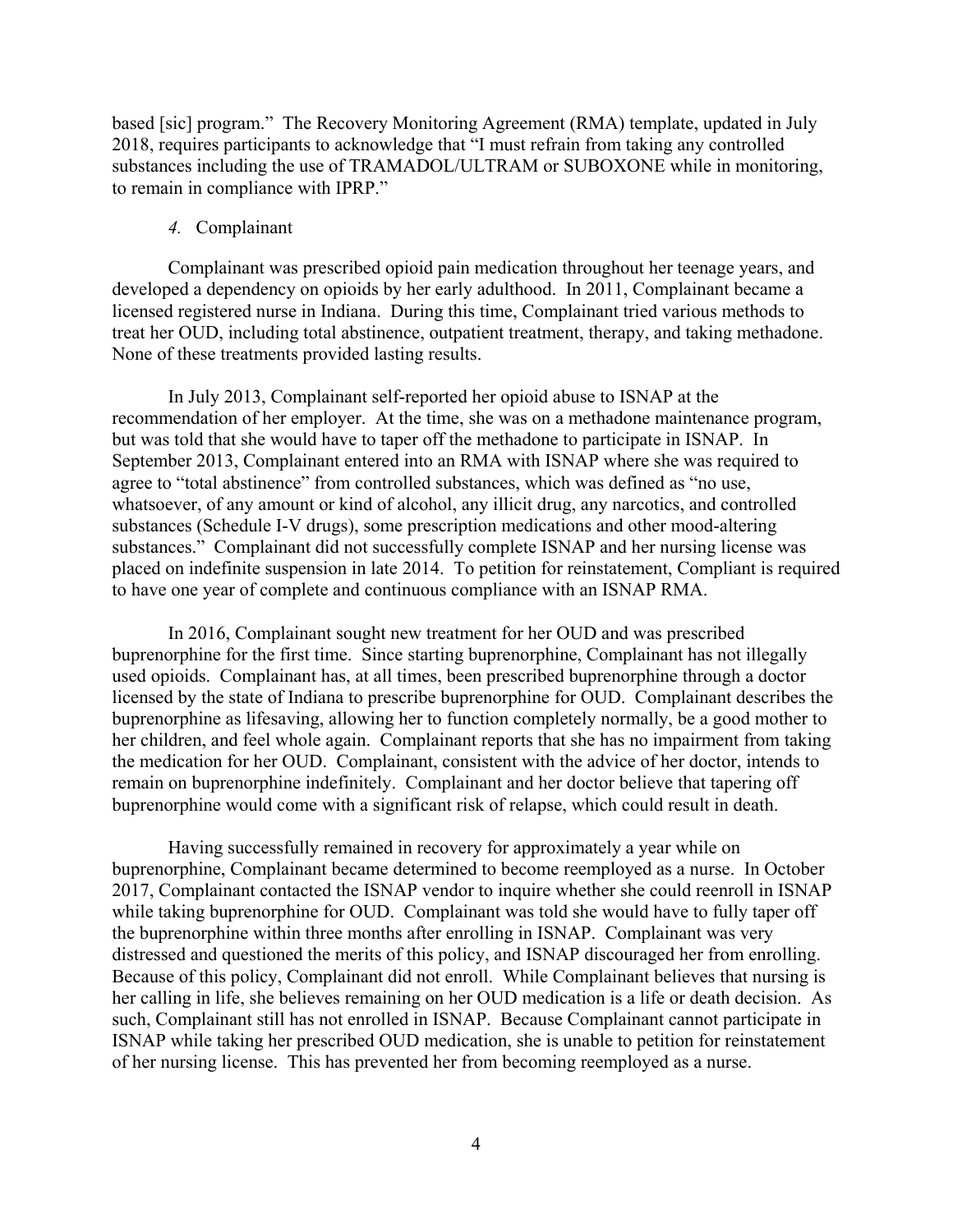based [sic] program." The Recovery Monitoring Agreement (RMA) template, updated in July 2018, requires participants to acknowledge that "I must refrain from taking any controlled substances including the use of TRAMADOL/ULTRAM or SUBOXONE while in monitoring, to remain in compliance with IPRP."

*4.* Complainant

Complainant was prescribed opioid pain medication throughout her teenage years, and developed a dependency on opioids by her early adulthood. In 2011, Complainant became a licensed registered nurse in Indiana. During this time, Complainant tried various methods to treat her OUD, including total abstinence, outpatient treatment, therapy, and taking methadone. None of these treatments provided lasting results.

In July 2013, Complainant self-reported her opioid abuse to ISNAP at the recommendation of her employer. At the time, she was on a methadone maintenance program, but was told that she would have to taper off the methadone to participate in ISNAP. In September 2013, Complainant entered into an RMA with ISNAP where she was required to agree to "total abstinence" from controlled substances, which was defined as "no use, whatsoever, of any amount or kind of alcohol, any illicit drug, any narcotics, and controlled substances (Schedule I-V drugs), some prescription medications and other mood-altering substances." Complainant did not successfully complete ISNAP and her nursing license was placed on indefinite suspension in late 2014. To petition for reinstatement, Compliant is required to have one year of complete and continuous compliance with an ISNAP RMA.

In 2016, Complainant sought new treatment for her OUD and was prescribed buprenorphine for the first time. Since starting buprenorphine, Complainant has not illegally used opioids. Complainant has, at all times, been prescribed buprenorphine through a doctor licensed by the state of Indiana to prescribe buprenorphine for OUD. Complainant describes the buprenorphine as lifesaving, allowing her to function completely normally, be a good mother to her children, and feel whole again. Complainant reports that she has no impairment from taking the medication for her OUD. Complainant, consistent with the advice of her doctor, intends to remain on buprenorphine indefinitely. Complainant and her doctor believe that tapering off buprenorphine would come with a significant risk of relapse, which could result in death.

Having successfully remained in recovery for approximately a year while on buprenorphine, Complainant became determined to become reemployed as a nurse. In October 2017, Complainant contacted the ISNAP vendor to inquire whether she could reenroll in ISNAP while taking buprenorphine for OUD. Complainant was told she would have to fully taper off the buprenorphine within three months after enrolling in ISNAP. Complainant was very distressed and questioned the merits of this policy, and ISNAP discouraged her from enrolling. Because of this policy, Complainant did not enroll. While Complainant believes that nursing is her calling in life, she believes remaining on her OUD medication is a life or death decision. As such, Complainant still has not enrolled in ISNAP. Because Complainant cannot participate in ISNAP while taking her prescribed OUD medication, she is unable to petition for reinstatement of her nursing license. This has prevented her from becoming reemployed as a nurse.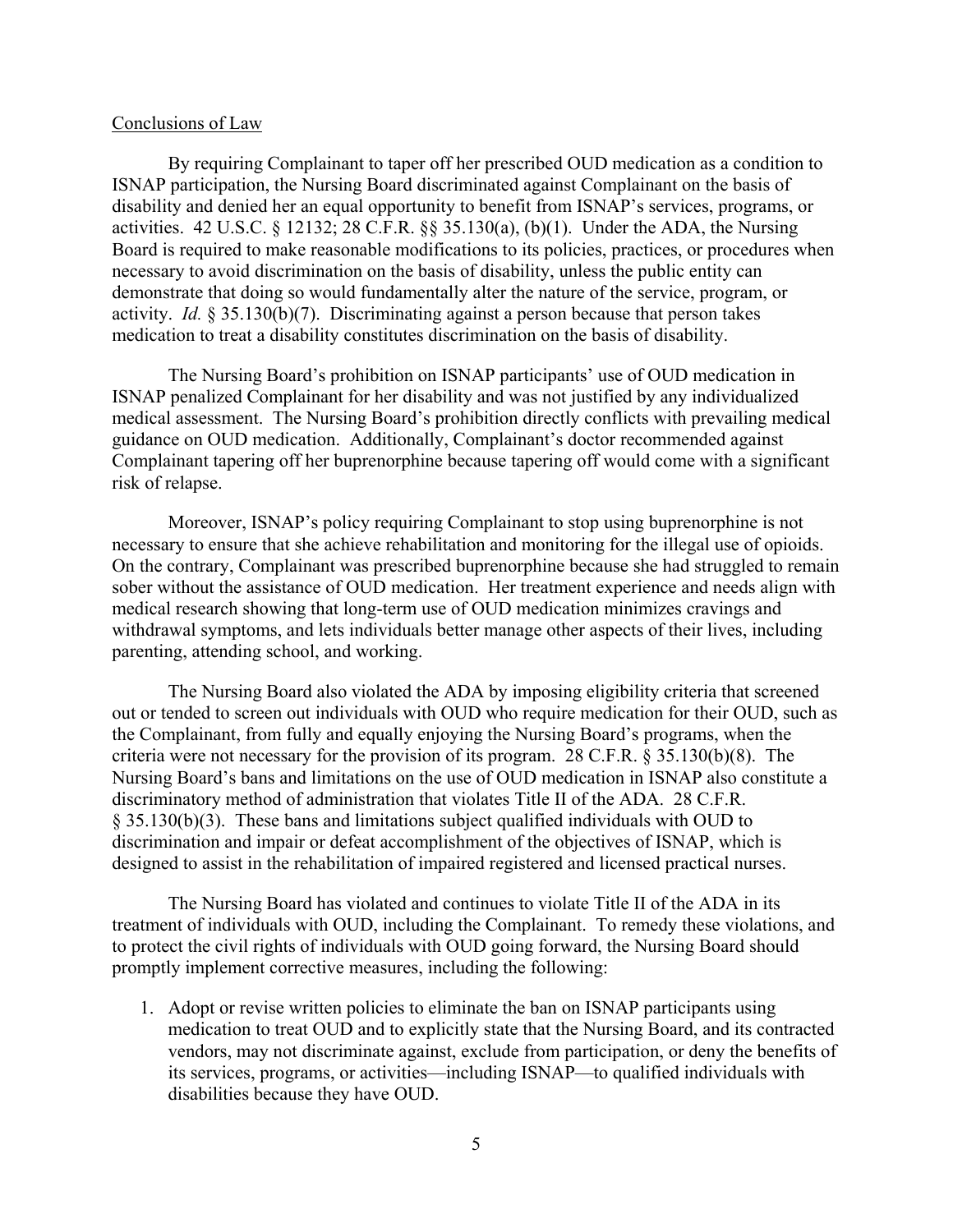Conclusions of Law

By requiring Complainant to taper off her prescribed OUD medication as a condition to ISNAP participation, the Nursing Board discriminated against Complainant on the basis of disability and denied her an equal opportunity to benefit from ISNAP's services, programs, or activities. 42 U.S.C. § 12132; 28 C.F.R. §§ 35.130(a), (b)(1). Under the ADA, the Nursing Board is required to make reasonable modifications to its policies, practices, or procedures when necessary to avoid discrimination on the basis of disability, unless the public entity can demonstrate that doing so would fundamentally alter the nature of the service, program, or activity. *Id.* § 35.130(b)(7). Discriminating against a person because that person takes medication to treat a disability constitutes discrimination on the basis of disability.

The Nursing Board's prohibition on ISNAP participants' use of OUD medication in ISNAP penalized Complainant for her disability and was not justified by any individualized medical assessment. The Nursing Board's prohibition directly conflicts with prevailing medical guidance on OUD medication. Additionally, Complainant's doctor recommended against Complainant tapering off her buprenorphine because tapering off would come with a significant risk of relapse.

Moreover, ISNAP's policy requiring Complainant to stop using buprenorphine is not necessary to ensure that she achieve rehabilitation and monitoring for the illegal use of opioids. On the contrary, Complainant was prescribed buprenorphine because she had struggled to remain sober without the assistance of OUD medication. Her treatment experience and needs align with medical research showing that long-term use of OUD medication minimizes cravings and withdrawal symptoms, and lets individuals better manage other aspects of their lives, including parenting, attending school, and working.

The Nursing Board also violated the ADA by imposing eligibility criteria that screened out or tended to screen out individuals with OUD who require medication for their OUD, such as the Complainant, from fully and equally enjoying the Nursing Board's programs, when the criteria were not necessary for the provision of its program. 28 C.F.R. § 35.130(b)(8). The Nursing Board's bans and limitations on the use of OUD medication in ISNAP also constitute a discriminatory method of administration that violates Title II of the ADA. 28 C.F.R. § 35.130(b)(3). These bans and limitations subject qualified individuals with OUD to discrimination and impair or defeat accomplishment of the objectives of ISNAP, which is designed to assist in the rehabilitation of impaired registered and licensed practical nurses.

The Nursing Board has violated and continues to violate Title II of the ADA in its treatment of individuals with OUD, including the Complainant. To remedy these violations, and to protect the civil rights of individuals with OUD going forward, the Nursing Board should promptly implement corrective measures, including the following:

1. Adopt or revise written policies to eliminate the ban on ISNAP participants using medication to treat OUD and to explicitly state that the Nursing Board, and its contracted vendors, may not discriminate against, exclude from participation, or deny the benefits of its services, programs, or activities—including ISNAP—to qualified individuals with disabilities because they have OUD.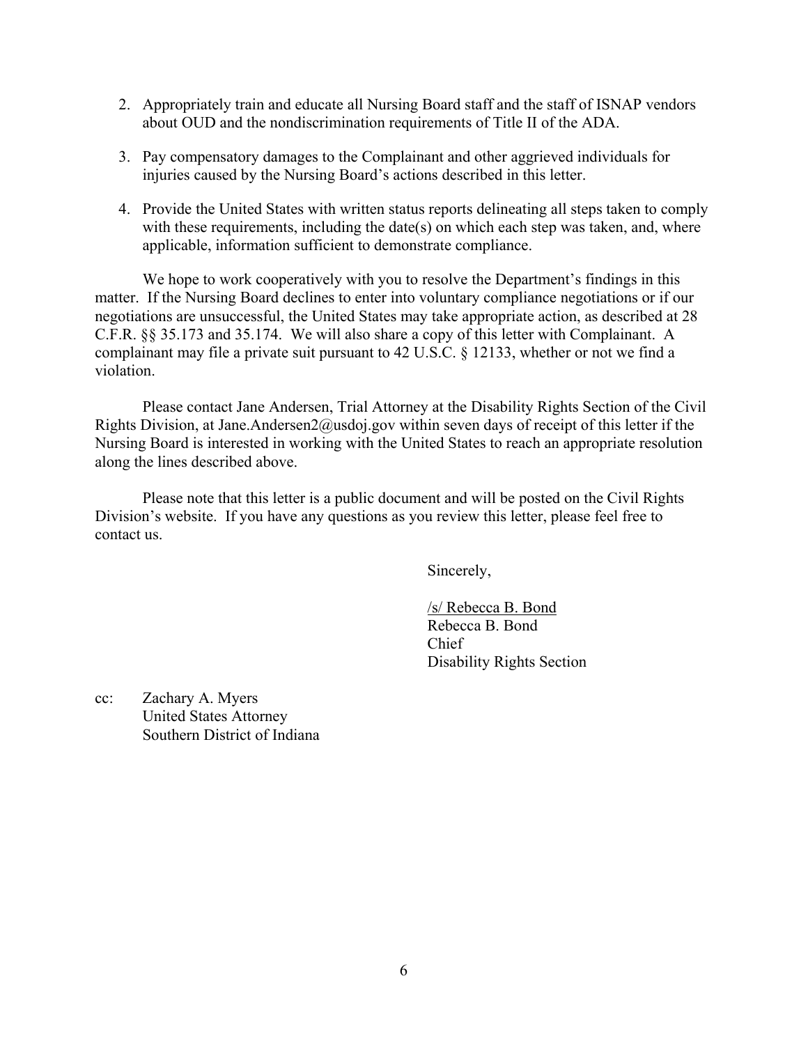2. Appropriately train and educate all Nursing Board staff and the staff of ISNAP vendors about OUD and the nondiscrimination requirements of Title II of the ADA.

3. Pay compensatory damages to the Complainant and other aggrieved individuals for injuries caused by the Nursing Board's actions described in this letter.

4. Provide the United States with written status reports delineating all steps taken to comply with these requirements, including the date(s) on which each step was taken, and, where applicable, information sufficient to demonstrate compliance.

We hope to work cooperatively with you to resolve the Department's findings in this matter. If the Nursing Board declines to enter into voluntary compliance negotiations or if our negotiations are unsuccessful, the United States may take appropriate action, as described at 28 C.F.R. §§ 35.173 and 35.174. We will also share a copy of this letter with Complainant. A complainant may file a private suit pursuant to 42 U.S.C. § 12133, whether or not we find a violation.

Please contact Jane Andersen, Trial Attorney at the Disability Rights Section of the Civil Rights Division, at Jane.Andersen2@usdoj.gov within seven days of receipt of this letter if the Nursing Board is interested in working with the United States to reach an appropriate resolution along the lines described above.

Please note that this letter is a public document and will be posted on the Civil Rights Division's website. If you have any questions as you review this letter, please feel free to contact us.

Sincerely,

/s/ Rebecca B. Bond
Rebecca B. Bond
Chief
Disability Rights Section

cc: Zachary A. Myers
United States Attorney
Southern District of Indiana